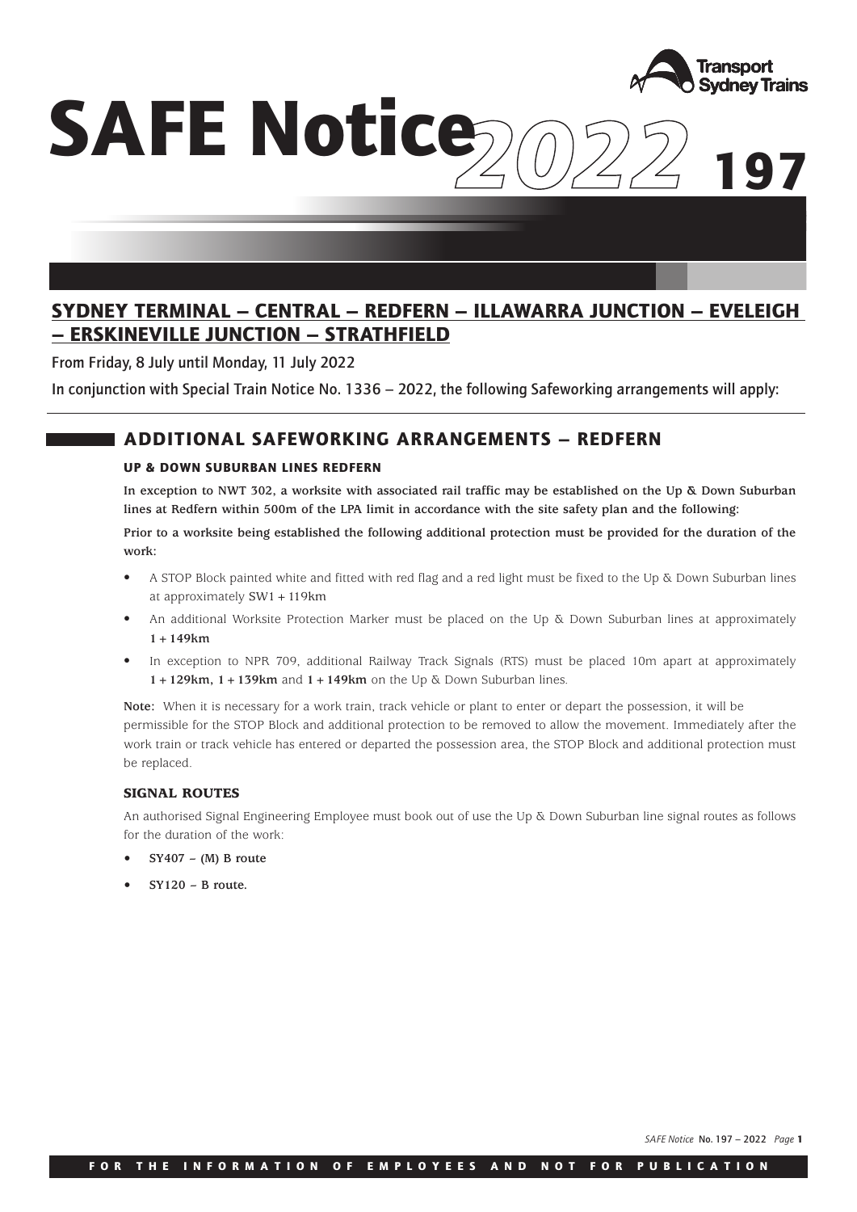# SAFE Notice 2022 197

## SYDNEY TERMINAL – CENTRAL – REDFERN – ILLAWARRA JUNCTION – EVELEIGH – ERSKINEVILLE JUNCTION – STRATHFIELD

From Friday, 8 July until Monday, 11 July 2022

In conjunction with Special Train Notice No. 1336 – 2022, the following Safeworking arrangements will apply:

## ADDITIONAL SAFEWORKING ARRANGEMENTS – REDFERN

### UP & DOWN SUBURBAN LINES REDFERN

**In exception to NWT 302, a worksite with associated rail traffic may be established on the Up & Down Suburban lines at Redfern within 500m of the LPA limit in accordance with the site safety plan and the following:**

**Prior to a worksite being established the following additional protection must be provided for the duration of the work:**

- A STOP Block painted white and fitted with red flag and a red light must be fixed to the Up & Down Suburban lines at approximately SW1 + 119km
- An additional Worksite Protection Marker must be placed on the Up & Down Suburban lines at approximately **1 + 149km**
- In exception to NPR 709, additional Railway Track Signals (RTS) must be placed 10m apart at approximately **1 + 129km, 1 + 139km** and **1 + 149km** on the Up & Down Suburban lines.

**Note:** When it is necessary for a work train, track vehicle or plant to enter or depart the possession, it will be permissible for the STOP Block and additional protection to be removed to allow the movement. Immediately after the work train or track vehicle has entered or departed the possession area, the STOP Block and additional protection must be replaced.

### SIGNAL ROUTES

An authorised Signal Engineering Employee must book out of use the Up & Down Suburban line signal routes as follows for the duration of the work:

- **SY407 – (M) B route**
- **SY120 – B route.**

FOR THE INFORMATION OF EMPLOYEES AND NOT FOR PUBLICATION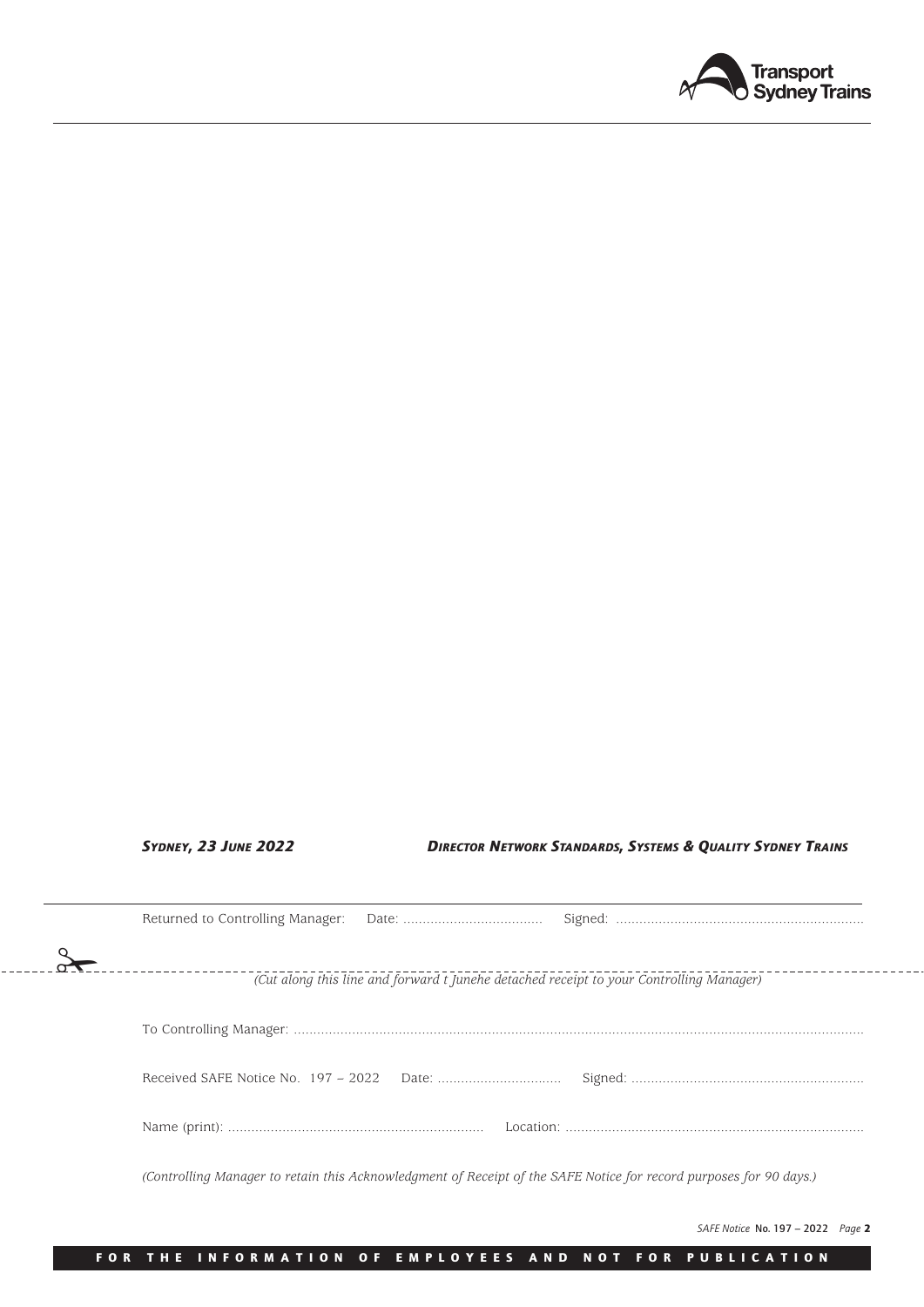*SYDNEY, 23 JUNE 2022* *DIRECTOR NETWORK STANDARDS, SYSTEMS & QUALITY SYDNEY TRAINS*

---

Returned to Controlling Manager: Date: .................................... Signed: ................................................................

*(Cut along this line and forward t Junehe detached receipt to your Controlling Manager)*

To Controlling Manager: ..................................................................................................................................................

Received SAFE Notice No. 197 – 2022 Date: ................................ Signed: ............................................................

Name (print): .................................................................. Location: ............................................................................

*(Controlling Manager to retain this Acknowledgment of Receipt of the SAFE Notice for record purposes for 90 days.)*

FOR THE INFORMATION OF EMPLOYEES AND NOT FOR PUBLICATION